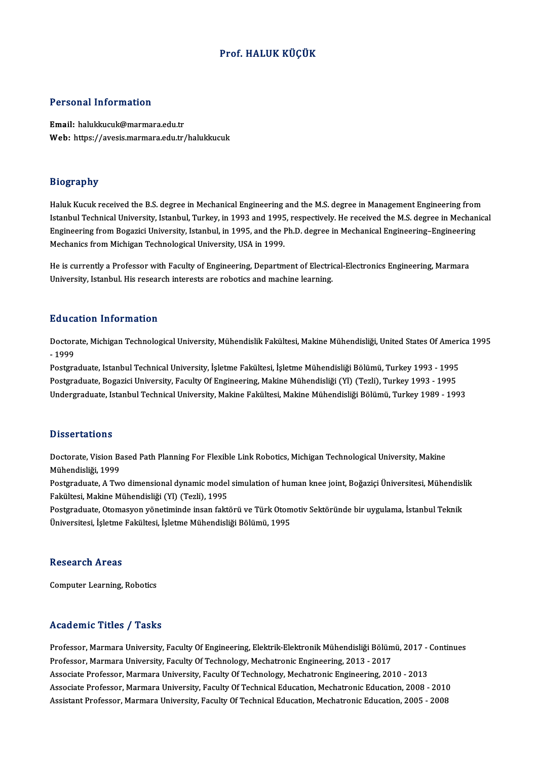# Prof. HALUK KÜÇÜK

## Personal Information

**Email:** halukkucuk@marmara.edu.tr
**Web:** https://avesis.marmara.edu.tr/halukkucuk

## Biography

Haluk Kucuk received the B.S. degree in Mechanical Engineering and the M.S. degree in Management Engineering from Istanbul Technical University, Istanbul, Turkey, in 1993 and 1995, respectively. He received the M.S. degree in Mechanical Engineering from Bogazici University, Istanbul, in 1995, and the Ph.D. degree in Mechanical Engineering–Engineering Mechanics from Michigan Technological University, USA in 1999.

He is currently a Professor with Faculty of Engineering, Department of Electrical-Electronics Engineering, Marmara University, Istanbul. His research interests are robotics and machine learning.

## Education Information

Doctorate, Michigan Technological University, Mühendislik Fakültesi, Makine Mühendisliği, United States Of America 1995 - 1999
Postgraduate, Istanbul Technical University, İşletme Fakültesi, İşletme Mühendisliği Bölümü, Turkey 1993 - 1995
Postgraduate, Bogazici University, Faculty Of Engineering, Makine Mühendisliği (Yl) (Tezli), Turkey 1993 - 1995
Undergraduate, Istanbul Technical University, Makine Fakültesi, Makine Mühendisliği Bölümü, Turkey 1989 - 1993

## Dissertations

Doctorate, Vision Based Path Planning For Flexible Link Robotics, Michigan Technological University, Makine Mühendisliği, 1999
Postgraduate, A Two dimensional dynamic model simulation of human knee joint, Boğaziçi Üniversitesi, Mühendislik Fakültesi, Makine Mühendisliği (Yl) (Tezli), 1995
Postgraduate, Otomasyon yönetiminde insan faktörü ve Türk Otomotiv Sektöründe bir uygulama, İstanbul Teknik Üniversitesi, İşletme Fakültesi, İşletme Mühendisliği Bölümü, 1995

## Research Areas

Computer Learning, Robotics

## Academic Titles / Tasks

Professor, Marmara University, Faculty Of Engineering, Elektrik-Elektronik Mühendisliği Bölümü, 2017 - Continues
Professor, Marmara University, Faculty Of Technology, Mechatronic Engineering, 2013 - 2017
Associate Professor, Marmara University, Faculty Of Technology, Mechatronic Engineering, 2010 - 2013
Associate Professor, Marmara University, Faculty Of Technical Education, Mechatronic Education, 2008 - 2010
Assistant Professor, Marmara University, Faculty Of Technical Education, Mechatronic Education, 2005 - 2008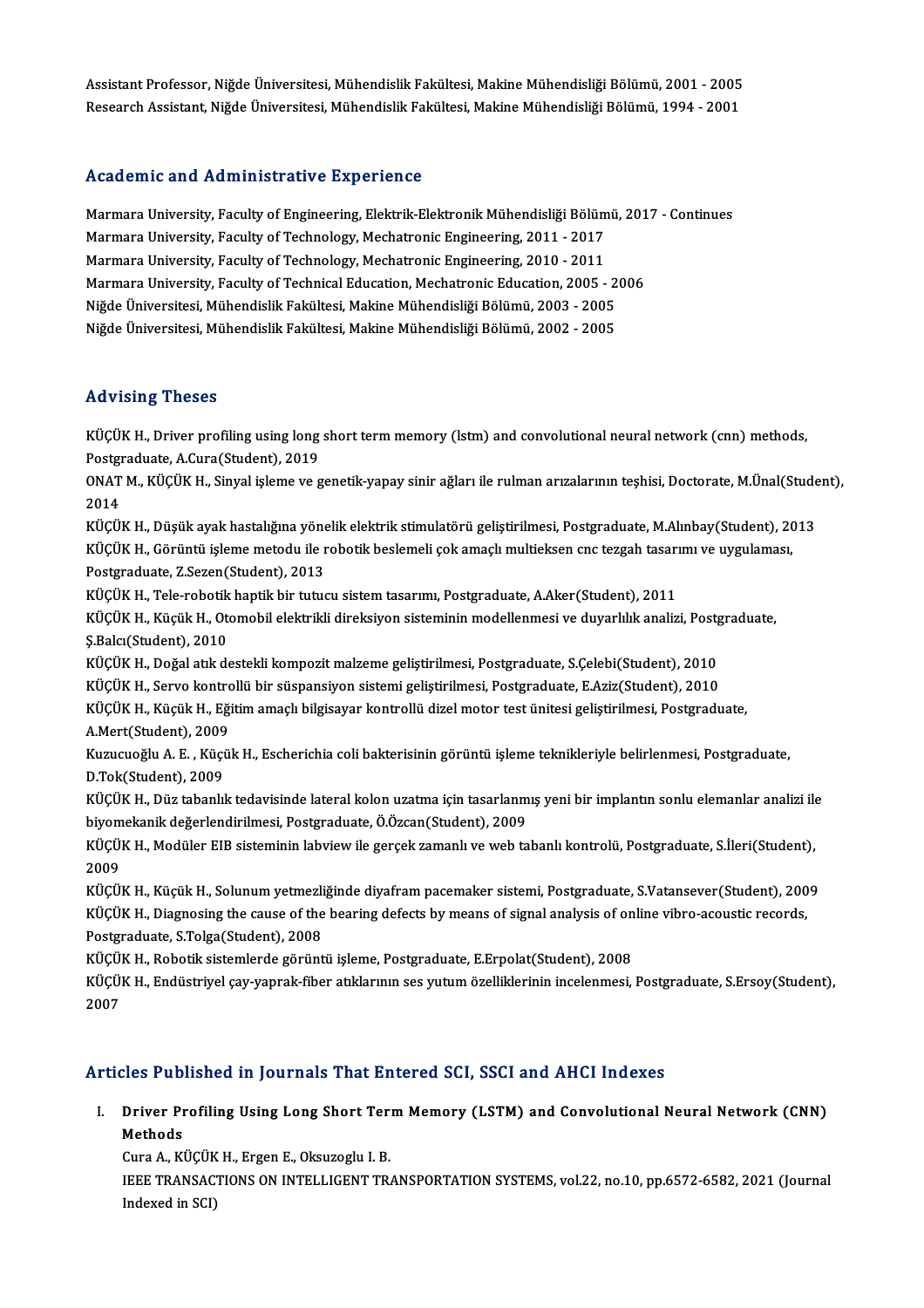Assistant Professor, Niğde Üniversitesi, Mühendislik Fakültesi, Makine Mühendisliği Bölümü, 2001 - 2005
Research Assistant, Niğde Üniversitesi, Mühendislik Fakültesi, Makine Mühendisliği Bölümü, 1994 - 2001

## Academic and Administrative Experience

Marmara University, Faculty of Engineering, Elektrik-Elektronik Mühendisliği Bölümü, 2017 - Continues
Marmara University, Faculty of Technology, Mechatronic Engineering, 2011 - 2017
Marmara University, Faculty of Technology, Mechatronic Engineering, 2010 - 2011
Marmara University, Faculty of Technical Education, Mechatronic Education, 2005 - 2006
Niğde Üniversitesi, Mühendislik Fakültesi, Makine Mühendisliği Bölümü, 2003 - 2005
Niğde Üniversitesi, Mühendislik Fakültesi, Makine Mühendisliği Bölümü, 2002 - 2005

## Advising Theses

KÜÇÜK H., Driver profiling using long short term memory (lstm) and convolutional neural network (cnn) methods, Postgraduate, A.Cura(Student), 2019

ONAT M., KÜÇÜK H., Sinyal işleme ve genetik-yapay sinir ağları ile rulman arızalarının teşhisi, Doctorate, M.Ünal(Student), 2014

KÜÇÜK H., Düşük ayak hastalığına yönelik elektrik stimulatörü geliştirilmesi, Postgraduate, M.Alınbay(Student), 2013

KÜÇÜK H., Görüntü işleme metodu ile robotik beslemeli çok amaçlı multieksen cnc tezgah tasarımı ve uygulaması, Postgraduate, Z.Sezen(Student), 2013

KÜÇÜK H., Tele-robotik haptik bir tutucu sistem tasarımı, Postgraduate, A.Aker(Student), 2011

KÜÇÜK H., Küçük H., Otomobil elektrikli direksiyon sisteminin modellenmesi ve duyarlılık analizi, Postgraduate, Ş.Balcı(Student), 2010

KÜÇÜK H., Doğal atık destekli kompozit malzeme geliştirilmesi, Postgraduate, S.Çelebi(Student), 2010

KÜÇÜK H., Servo kontrollü bir süspansiyon sistemi geliştirilmesi, Postgraduate, E.Aziz(Student), 2010

KÜÇÜK H., Küçük H., Eğitim amaçlı bilgisayar kontrollü dizel motor test ünitesi geliştirilmesi, Postgraduate, A.Mert(Student), 2009

Kuzucuoğlu A. E. , Küçük H., Escherichia coli bakterisinin görüntü işleme teknikleriyle belirlenmesi, Postgraduate, D.Tok(Student), 2009

KÜÇÜK H., Düz tabanlık tedavisinde lateral kolon uzatma için tasarlanmış yeni bir implantın sonlu elemanlar analizi ile biyomekanik değerlendirilmesi, Postgraduate, Ö.Özcan(Student), 2009

KÜÇÜK H., Modüler EIB sisteminin labview ile gerçek zamanlı ve web tabanlı kontrolü, Postgraduate, S.İleri(Student), 2009

KÜÇÜK H., Küçük H., Solunum yetmezliğinde diyafram pacemaker sistemi, Postgraduate, S.Vatansever(Student), 2009

KÜÇÜK H., Diagnosing the cause of the bearing defects by means of signal analysis of online vibro-acoustic records, Postgraduate, S.Tolga(Student), 2008

KÜÇÜK H., Robotik sistemlerde görüntü işleme, Postgraduate, E.Erpolat(Student), 2008

KÜÇÜK H., Endüstriyel çay-yaprak-fiber atıklarının ses yutum özelliklerinin incelenmesi, Postgraduate, S.Ersoy(Student), 2007

## Articles Published in Journals That Entered SCI, SSCI and AHCI Indexes

I. **Driver Profiling Using Long Short Term Memory (LSTM) and Convolutional Neural Network (CNN) Methods**
   Cura A., KÜÇÜK H., Ergen E., Oksuzoglu I. B.
   IEEE TRANSACTIONS ON INTELLIGENT TRANSPORTATION SYSTEMS, vol.22, no.10, pp.6572-6582, 2021 (Journal Indexed in SCI)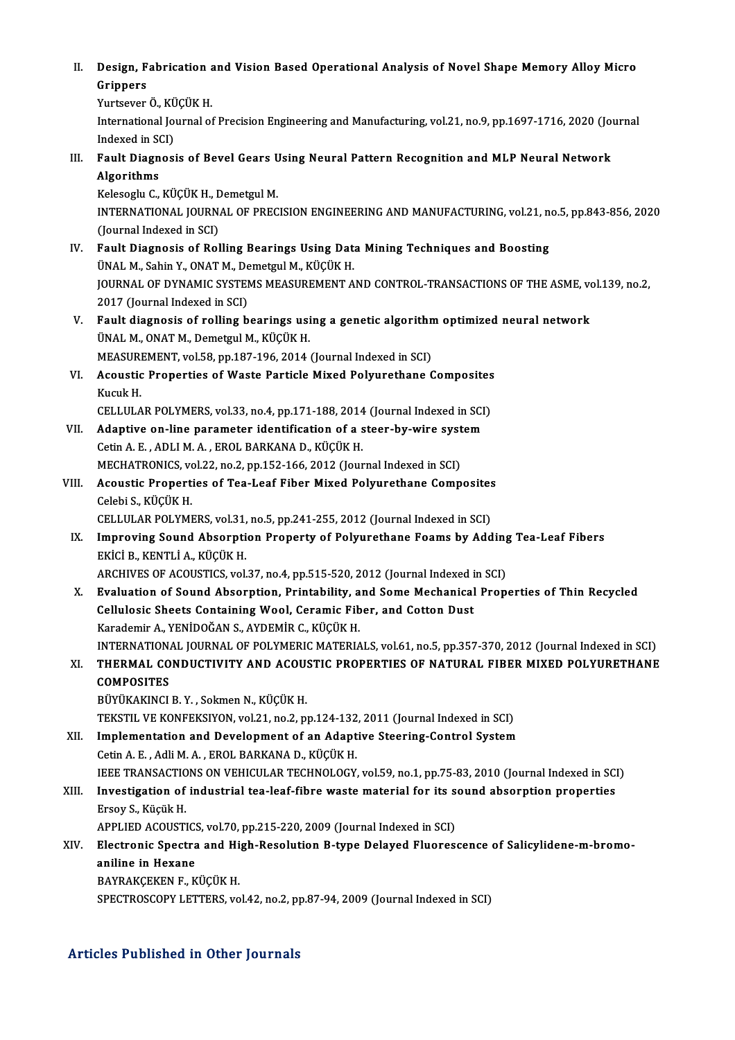II. **Design, Fabrication and Vision Based Operational Analysis of Novel Shape Memory Alloy Micro Grippers**
Yurtsever Ö., KÜÇÜK H.
International Journal of Precision Engineering and Manufacturing, vol.21, no.9, pp.1697-1716, 2020 (Journal Indexed in SCI)

III. **Fault Diagnosis of Bevel Gears Using Neural Pattern Recognition and MLP Neural Network Algorithms**
Kelesoglu C., KÜÇÜK H., Demetgul M.
INTERNATIONAL JOURNAL OF PRECISION ENGINEERING AND MANUFACTURING, vol.21, no.5, pp.843-856, 2020 (Journal Indexed in SCI)

IV. **Fault Diagnosis of Rolling Bearings Using Data Mining Techniques and Boosting**
ÜNAL M., Sahin Y., ONAT M., Demetgul M., KÜÇÜK H.
JOURNAL OF DYNAMIC SYSTEMS MEASUREMENT AND CONTROL-TRANSACTIONS OF THE ASME, vol.139, no.2, 2017 (Journal Indexed in SCI)

V. **Fault diagnosis of rolling bearings using a genetic algorithm optimized neural network**
ÜNAL M., ONAT M., Demetgul M., KÜÇÜK H.
MEASUREMENT, vol.58, pp.187-196, 2014 (Journal Indexed in SCI)

VI. **Acoustic Properties of Waste Particle Mixed Polyurethane Composites**
Kucuk H.
CELLULAR POLYMERS, vol.33, no.4, pp.171-188, 2014 (Journal Indexed in SCI)

VII. **Adaptive on-line parameter identification of a steer-by-wire system**
Cetin A. E. , ADLI M. A. , EROL BARKANA D., KÜÇÜK H.
MECHATRONICS, vol.22, no.2, pp.152-166, 2012 (Journal Indexed in SCI)

VIII. **Acoustic Properties of Tea-Leaf Fiber Mixed Polyurethane Composites**
Celebi S., KÜÇÜK H.
CELLULAR POLYMERS, vol.31, no.5, pp.241-255, 2012 (Journal Indexed in SCI)

IX. **Improving Sound Absorption Property of Polyurethane Foams by Adding Tea-Leaf Fibers**
EKİCİ B., KENTLİ A., KÜÇÜK H.
ARCHIVES OF ACOUSTICS, vol.37, no.4, pp.515-520, 2012 (Journal Indexed in SCI)

X. **Evaluation of Sound Absorption, Printability, and Some Mechanical Properties of Thin Recycled Cellulosic Sheets Containing Wool, Ceramic Fiber, and Cotton Dust**
Karademir A., YENİDOĞAN S., AYDEMİR C., KÜÇÜK H.
INTERNATIONAL JOURNAL OF POLYMERIC MATERIALS, vol.61, no.5, pp.357-370, 2012 (Journal Indexed in SCI)

XI. **THERMAL CONDUCTIVITY AND ACOUSTIC PROPERTIES OF NATURAL FIBER MIXED POLYURETHANE COMPOSITES**
BÜYÜKAKINCI B. Y. , Sokmen N., KÜÇÜK H.
TEKSTIL VE KONFEKSIYON, vol.21, no.2, pp.124-132, 2011 (Journal Indexed in SCI)

XII. **Implementation and Development of an Adaptive Steering-Control System**
Cetin A. E. , Adli M. A. , EROL BARKANA D., KÜÇÜK H.
IEEE TRANSACTIONS ON VEHICULAR TECHNOLOGY, vol.59, no.1, pp.75-83, 2010 (Journal Indexed in SCI)

XIII. **Investigation of industrial tea-leaf-fibre waste material for its sound absorption properties**
Ersoy S., Küçük H.
APPLIED ACOUSTICS, vol.70, pp.215-220, 2009 (Journal Indexed in SCI)

XIV. **Electronic Spectra and High-Resolution B-type Delayed Fluorescence of Salicylidene-m-bromo-aniline in Hexane**
BAYRAKÇEKEN F., KÜÇÜK H.
SPECTROSCOPY LETTERS, vol.42, no.2, pp.87-94, 2009 (Journal Indexed in SCI)

## Articles Published in Other Journals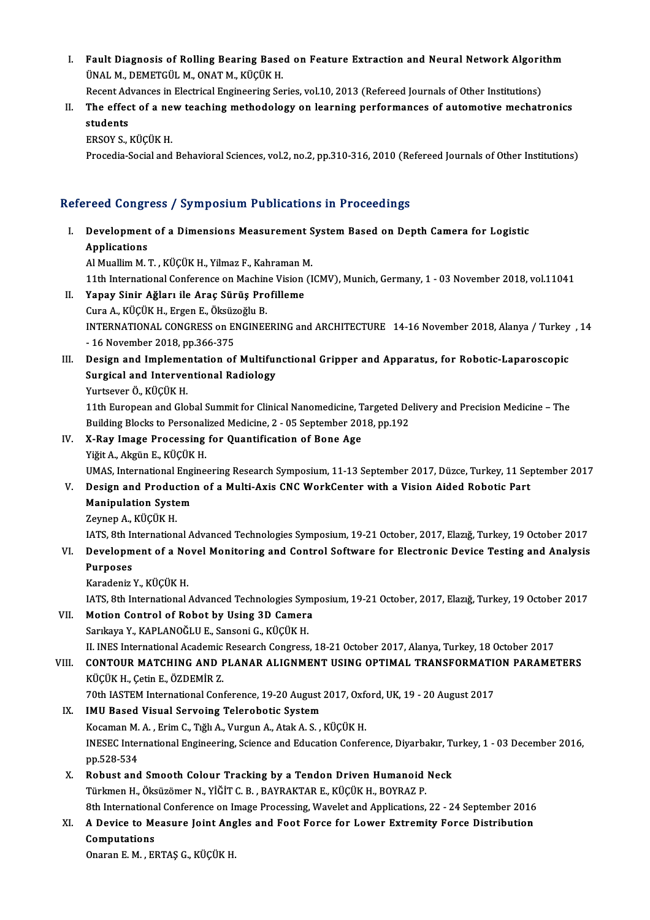I. **Fault Diagnosis of Rolling Bearing Based on Feature Extraction and Neural Network Algorithm**
   ÜNAL M., DEMETGÜL M., ONAT M., KÜÇÜK H.
   Recent Advances in Electrical Engineering Series, vol.10, 2013 (Refereed Journals of Other Institutions)
II. **The effect of a new teaching methodology on learning performances of automotive mechatronics students**
   ERSOY S., KÜÇÜK H.
   Procedia-Social and Behavioral Sciences, vol.2, no.2, pp.310-316, 2010 (Refereed Journals of Other Institutions)

## Refereed Congress / Symposium Publications in Proceedings

I. **Development of a Dimensions Measurement System Based on Depth Camera for Logistic Applications**
   Al Muallim M. T. , KÜÇÜK H., Yilmaz F., Kahraman M.
   11th International Conference on Machine Vision (ICMV), Munich, Germany, 1 - 03 November 2018, vol.11041
II. **Yapay Sinir Ağları ile Araç Sürüş Profilleme**
   Cura A., KÜÇÜK H., Ergen E., Öksüzoğlu B.
   INTERNATIONAL CONGRESS on ENGINEERING and ARCHITECTURE 14-16 November 2018, Alanya / Turkey , 14 - 16 November 2018, pp.366-375
III. **Design and Implementation of Multifunctional Gripper and Apparatus, for Robotic-Laparoscopic Surgical and Interventional Radiology**
   Yurtsever Ö., KÜÇÜK H.
   11th European and Global Summit for Clinical Nanomedicine, Targeted Delivery and Precision Medicine – The Building Blocks to Personalized Medicine, 2 - 05 September 2018, pp.192
IV. **X-Ray Image Processing for Quantification of Bone Age**
   Yiğit A., Akgün E., KÜÇÜK H.
   UMAS, International Engineering Research Symposium, 11-13 September 2017, Düzce, Turkey, 11 September 2017
V. **Design and Production of a Multi-Axis CNC WorkCenter with a Vision Aided Robotic Part Manipulation System**
   Zeynep A., KÜÇÜK H.
   IATS, 8th International Advanced Technologies Symposium, 19-21 October, 2017, Elazığ, Turkey, 19 October 2017
VI. **Development of a Novel Monitoring and Control Software for Electronic Device Testing and Analysis Purposes**
   Karadeniz Y., KÜÇÜK H.
   IATS, 8th International Advanced Technologies Symposium, 19-21 October, 2017, Elazığ, Turkey, 19 October 2017
VII. **Motion Control of Robot by Using 3D Camera**
   Sarıkaya Y., KAPLANOĞLU E., Sansoni G., KÜÇÜK H.
   II. INES International Academic Research Congress, 18-21 October 2017, Alanya, Turkey, 18 October 2017
VIII. **CONTOUR MATCHING AND PLANAR ALIGNMENT USING OPTIMAL TRANSFORMATION PARAMETERS**
   KÜÇÜK H., Çetin E., ÖZDEMİR Z.
   70th IASTEM International Conference, 19-20 August 2017, Oxford, UK, 19 - 20 August 2017
IX. **IMU Based Visual Servoing Telerobotic System**
   Kocaman M. A. , Erim C., Tığlı A., Vurgun A., Atak A. S. , KÜÇÜK H.
   INESEC International Engineering, Science and Education Conference, Diyarbakır, Turkey, 1 - 03 December 2016, pp.528-534
X. **Robust and Smooth Colour Tracking by a Tendon Driven Humanoid Neck**
   Türkmen H., Öksüzömer N., YİĞİT C. B. , BAYRAKTAR E., KÜÇÜK H., BOYRAZ P.
   8th International Conference on Image Processing, Wavelet and Applications, 22 - 24 September 2016
XI. **A Device to Measure Joint Angles and Foot Force for Lower Extremity Force Distribution Computations**
   Onaran E. M. , ERTAŞ G., KÜÇÜK H.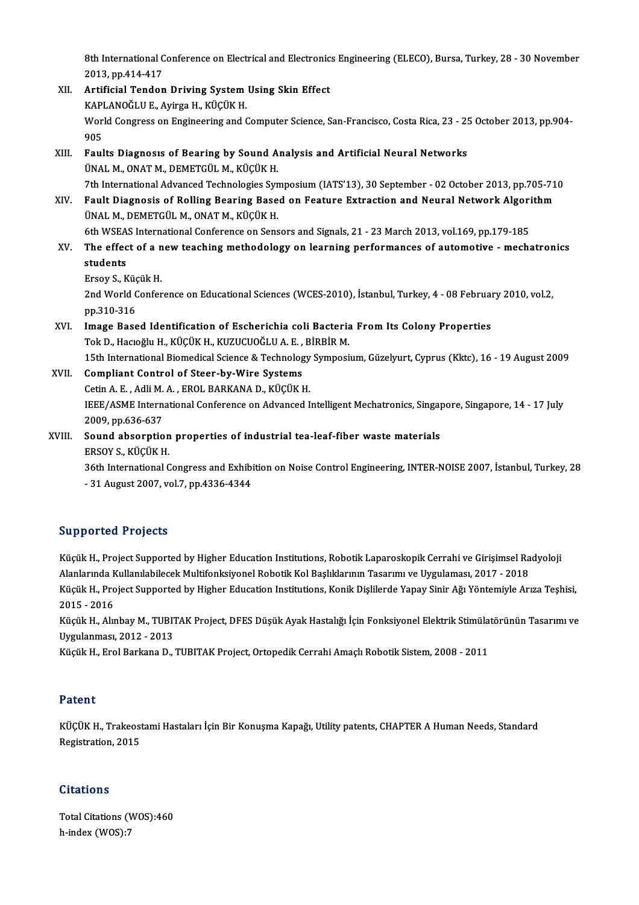8th International Conference on Electrical and Electronics Engineering (ELECO), Bursa, Turkey, 28 - 30 November 2013, pp.414-417

XII. **Artificial Tendon Driving System Using Skin Effect**
KAPLANOĞLU E., Ayirga H., KÜÇÜK H.
World Congress on Engineering and Computer Science, San-Francisco, Costa Rica, 23 - 25 October 2013, pp.904-905

XIII. **Faults Diagnosıs of Bearing by Sound Analysis and Artificial Neural Networks**
ÜNAL M., ONAT M., DEMETGÜL M., KÜÇÜK H.
7th International Advanced Technologies Symposium (IATS'13), 30 September - 02 October 2013, pp.705-710

XIV. **Fault Diagnosis of Rolling Bearing Based on Feature Extraction and Neural Network Algorithm**
ÜNAL M., DEMETGÜL M., ONAT M., KÜÇÜK H.
6th WSEAS International Conference on Sensors and Signals, 21 - 23 March 2013, vol.169, pp.179-185

XV. **The effect of a new teaching methodology on learning performances of automotive - mechatronics students**
Ersoy S., Küçük H.
2nd World Conference on Educational Sciences (WCES-2010), İstanbul, Turkey, 4 - 08 February 2010, vol.2, pp.310-316

XVI. **Image Based Identification of Escherichia coli Bacteria From Its Colony Properties**
Tok D., Hacıoğlu H., KÜÇÜK H., KUZUCUOĞLU A. E. , BİRBİR M.
15th International Biomedical Science & Technology Symposium, Güzelyurt, Cyprus (Kktc), 16 - 19 August 2009

XVII. **Compliant Control of Steer-by-Wire Systems**
Cetin A. E. , Adli M. A. , EROL BARKANA D., KÜÇÜK H.
IEEE/ASME International Conference on Advanced Intelligent Mechatronics, Singapore, Singapore, 14 - 17 July 2009, pp.636-637

XVIII. **Sound absorption properties of industrial tea-leaf-fiber waste materials**
ERSOY S., KÜÇÜK H.
36th International Congress and Exhibition on Noise Control Engineering, INTER-NOISE 2007, İstanbul, Turkey, 28 - 31 August 2007, vol.7, pp.4336-4344

## Supported Projects

Küçük H., Project Supported by Higher Education Institutions, Robotik Laparoskopik Cerrahi ve Girişimsel Radyoloji Alanlarında Kullanılabilecek Multifonksiyonel Robotik Kol Başlıklarının Tasarımı ve Uygulaması, 2017 - 2018

Küçük H., Project Supported by Higher Education Institutions, Konik Dişlilerde Yapay Sinir Ağı Yöntemiyle Arıza Teşhisi, 2015 - 2016

Küçük H., Alınbay M., TUBITAK Project, DFES Düşük Ayak Hastalığı İçin Fonksiyonel Elektrik Stimülatörünün Tasarımı ve Uygulanması, 2012 - 2013

Küçük H., Erol Barkana D., TUBITAK Project, Ortopedik Cerrahi Amaçlı Robotik Sistem, 2008 - 2011

## Patent

KÜÇÜK H., Trakeostami Hastaları İçin Bir Konuşma Kapağı, Utility patents, CHAPTER A Human Needs, Standard Registration, 2015

## Citations

Total Citations (WOS):460
h-index (WOS):7